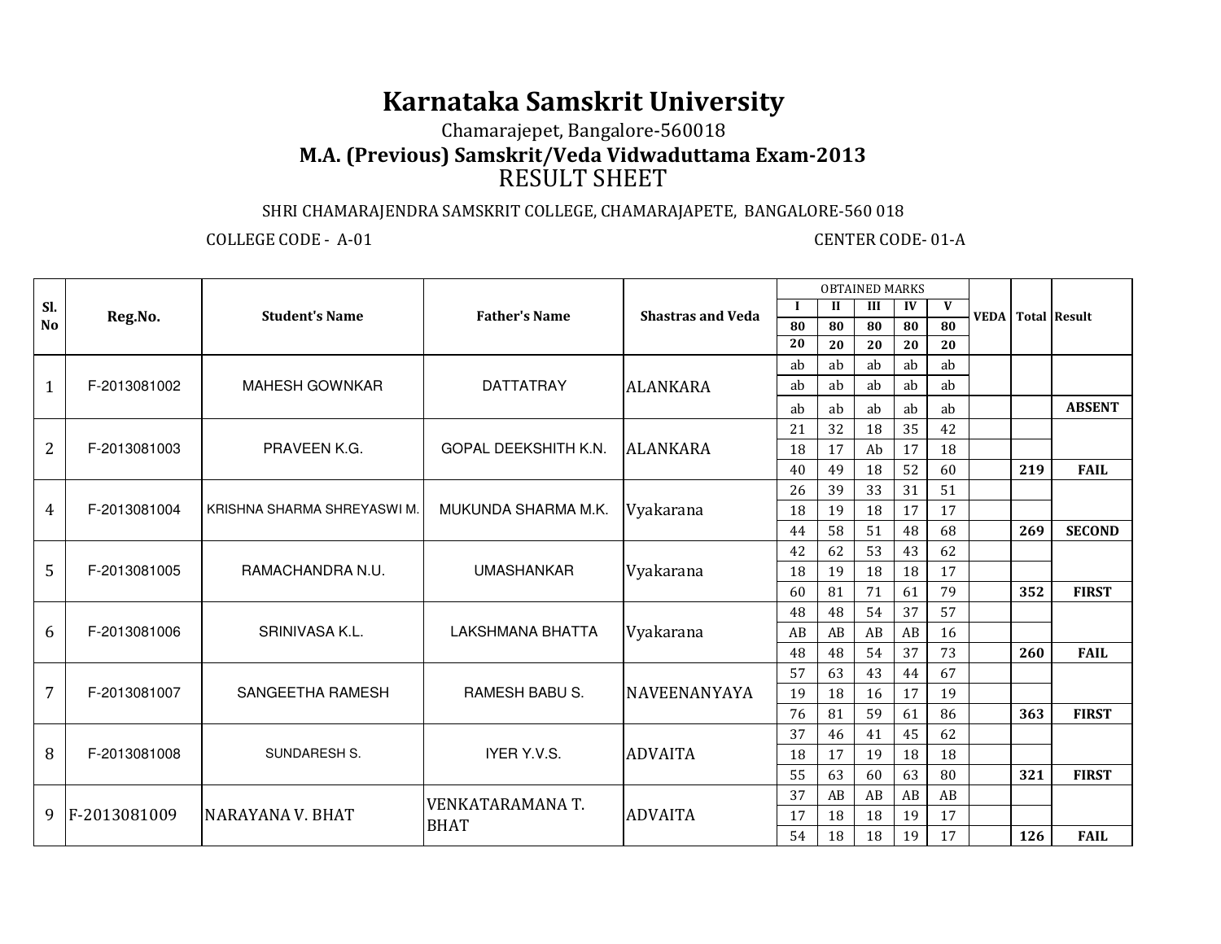# Karnataka Samskrit University

Chamarajepet, Bangalore-560018

## M.A. (Previous) Samskrit/Veda Vidwaduttama Exam-2013

RESULT SHEET

SHRI CHAMARAJENDRA SAMSKRIT COLLEGE, CHAMARAJAPETE, BANGALORE-560 018

COLLEGE CODE - A-01 CENTER CODE- 01-A

| Sl. No | Reg.No. | Student's Name | Father's Name | Shastras and Veda | I | II | III | IV | V | VEDA | Total | Result |
|---|---|---|---|---|---|---|---|---|---|---|---|---|
| | | | | | 80 | 80 | 80 | 80 | 80 | | | |
| | | | | | 20 | 20 | 20 | 20 | 20 | | | |
| 1 | F-2013081002 | MAHESH GOWNKAR | DATTATRAY | ALANKARA | ab | ab | ab | ab | ab | | | |
| | | | | | ab | ab | ab | ab | ab | | | |
| | | | | | ab | ab | ab | ab | ab | | | ABSENT |
| 2 | F-2013081003 | PRAVEEN K.G. | GOPAL DEEKSHITH K.N. | ALANKARA | 21 | 32 | 18 | 35 | 42 | | | |
| | | | | | 18 | 17 | Ab | 17 | 18 | | | |
| | | | | | 40 | 49 | 18 | 52 | 60 | | 219 | FAIL |
| 4 | F-2013081004 | KRISHNA SHARMA SHREYASWI M. | MUKUNDA SHARMA M.K. | Vyakarana | 26 | 39 | 33 | 31 | 51 | | | |
| | | | | | 18 | 19 | 18 | 17 | 17 | | | |
| | | | | | 44 | 58 | 51 | 48 | 68 | | 269 | SECOND |
| 5 | F-2013081005 | RAMACHANDRA N.U. | UMASHANKAR | Vyakarana | 42 | 62 | 53 | 43 | 62 | | | |
| | | | | | 18 | 19 | 18 | 18 | 17 | | | |
| | | | | | 60 | 81 | 71 | 61 | 79 | | 352 | FIRST |
| 6 | F-2013081006 | SRINIVASA K.L. | LAKSHMANA BHATTA | Vyakarana | 48 | 48 | 54 | 37 | 57 | | | |
| | | | | | AB | AB | AB | AB | 16 | | | |
| | | | | | 48 | 48 | 54 | 37 | 73 | | 260 | FAIL |
| 7 | F-2013081007 | SANGEETHA RAMESH | RAMESH BABU S. | NAVEENANYAYA | 57 | 63 | 43 | 44 | 67 | | | |
| | | | | | 19 | 18 | 16 | 17 | 19 | | | |
| | | | | | 76 | 81 | 59 | 61 | 86 | | 363 | FIRST |
| 8 | F-2013081008 | SUNDARESH S. | IYER Y.V.S. | ADVAITA | 37 | 46 | 41 | 45 | 62 | | | |
| | | | | | 18 | 17 | 19 | 18 | 18 | | | |
| | | | | | 55 | 63 | 60 | 63 | 80 | | 321 | FIRST |
| 9 | F-2013081009 | NARAYANA V. BHAT | VENKATARAMANA T. BHAT | ADVAITA | 37 | AB | AB | AB | AB | | | |
| | | | | | 17 | 18 | 18 | 19 | 17 | | | |
| | | | | | 54 | 18 | 18 | 19 | 17 | | 126 | FAIL |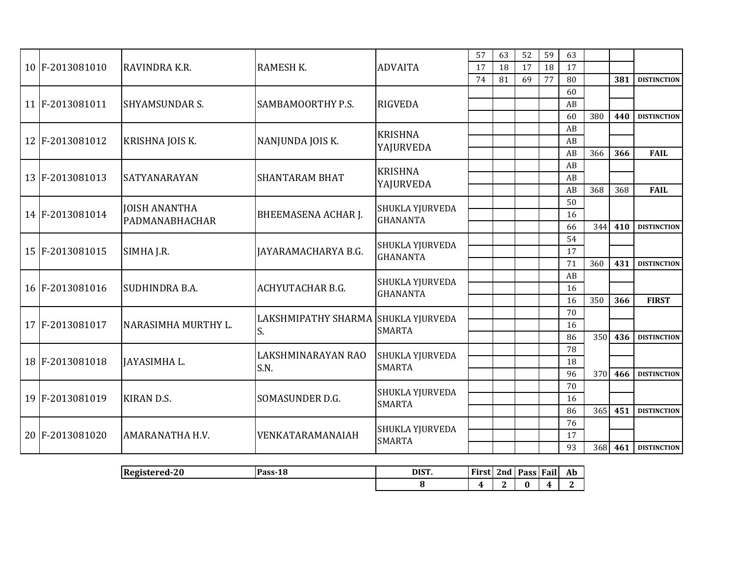| | | | | | | | | | | | | |
|---|---|---|---|---|---|---|---|---|---|---|---|---|
| 10 | F-2013081010 | RAVINDRA K.R. | RAMESH K. | ADVAITA | 57 | 63 | 52 | 59 | 63 | | | |
| | | | | | 17 | 18 | 17 | 18 | 17 | | | |
| | | | | | 74 | 81 | 69 | 77 | 80 | | **381** | **DISTINCTION** |
| 11 | F-2013081011 | SHYAMSUNDAR S. | SAMBAMOORTHY P.S. | RIGVEDA | | | | | 60 | | | |
| | | | | | | | | | AB | | | |
| | | | | | | | | | 60 | 380 | **440** | **DISTINCTION** |
| 12 | F-2013081012 | KRISHNA JOIS K. | NANJUNDA JOIS K. | KRISHNA YAJURVEDA | | | | | AB | | | |
| | | | | | | | | | AB | | | |
| | | | | | | | | | AB | 366 | **366** | **FAIL** |
| 13 | F-2013081013 | SATYANARAYAN | SHANTARAM BHAT | KRISHNA YAJURVEDA | | | | | AB | | | |
| | | | | | | | | | AB | | | |
| | | | | | | | | | AB | 368 | 368 | **FAIL** |
| 14 | F-2013081014 | JOISH ANANTHA PADMANABHACHAR | BHEEMASENA ACHAR J. | SHUKLA YJURVEDA GHANANTA | | | | | 50 | | | |
| | | | | | | | | | 16 | | | |
| | | | | | | | | | 66 | 344 | **410** | **DISTINCTION** |
| 15 | F-2013081015 | SIMHA J.R. | JAYARAMACHARYA B.G. | SHUKLA YJURVEDA GHANANTA | | | | | 54 | | | |
| | | | | | | | | | 17 | | | |
| | | | | | | | | | 71 | 360 | **431** | **DISTINCTION** |
| 16 | F-2013081016 | SUDHINDRA B.A. | ACHYUTACHAR B.G. | SHUKLA YJURVEDA GHANANTA | | | | | AB | | | |
| | | | | | | | | | 16 | | | |
| | | | | | | | | | 16 | 350 | **366** | **FIRST** |
| 17 | F-2013081017 | NARASIMHA MURTHY L. | LAKSHMIPATHY SHARMA S. | SHUKLA YJURVEDA SMARTA | | | | | 70 | | | |
| | | | | | | | | | 16 | | | |
| | | | | | | | | | 86 | 350 | **436** | **DISTINCTION** |
| 18 | F-2013081018 | JAYASIMHA L. | LAKSHMINARAYAN RAO S.N. | SHUKLA YJURVEDA SMARTA | | | | | 78 | | | |
| | | | | | | | | | 18 | | | |
| | | | | | | | | | 96 | 370 | **466** | **DISTINCTION** |
| 19 | F-2013081019 | KIRAN D.S. | SOMASUNDER D.G. | SHUKLA YJURVEDA SMARTA | | | | | 70 | | | |
| | | | | | | | | | 16 | | | |
| | | | | | | | | | 86 | 365 | **451** | **DISTINCTION** |
| 20 | F-2013081020 | AMARANATHA H.V. | VENKATARAMANAIAH | SHUKLA YJURVEDA SMARTA | | | | | 76 | | | |
| | | | | | | | | | 17 | | | |
| | | | | | | | | | 93 | 368 | **461** | **DISTINCTION** |

| **Registered-20** | **Pass-18** | **DIST.** | **First** | **2nd** | **Pass** | **Fail** | **Ab** |
|---|---|---|---|---|---|---|---|
| | | **8** | **4** | **2** | **0** | **4** | **2** |